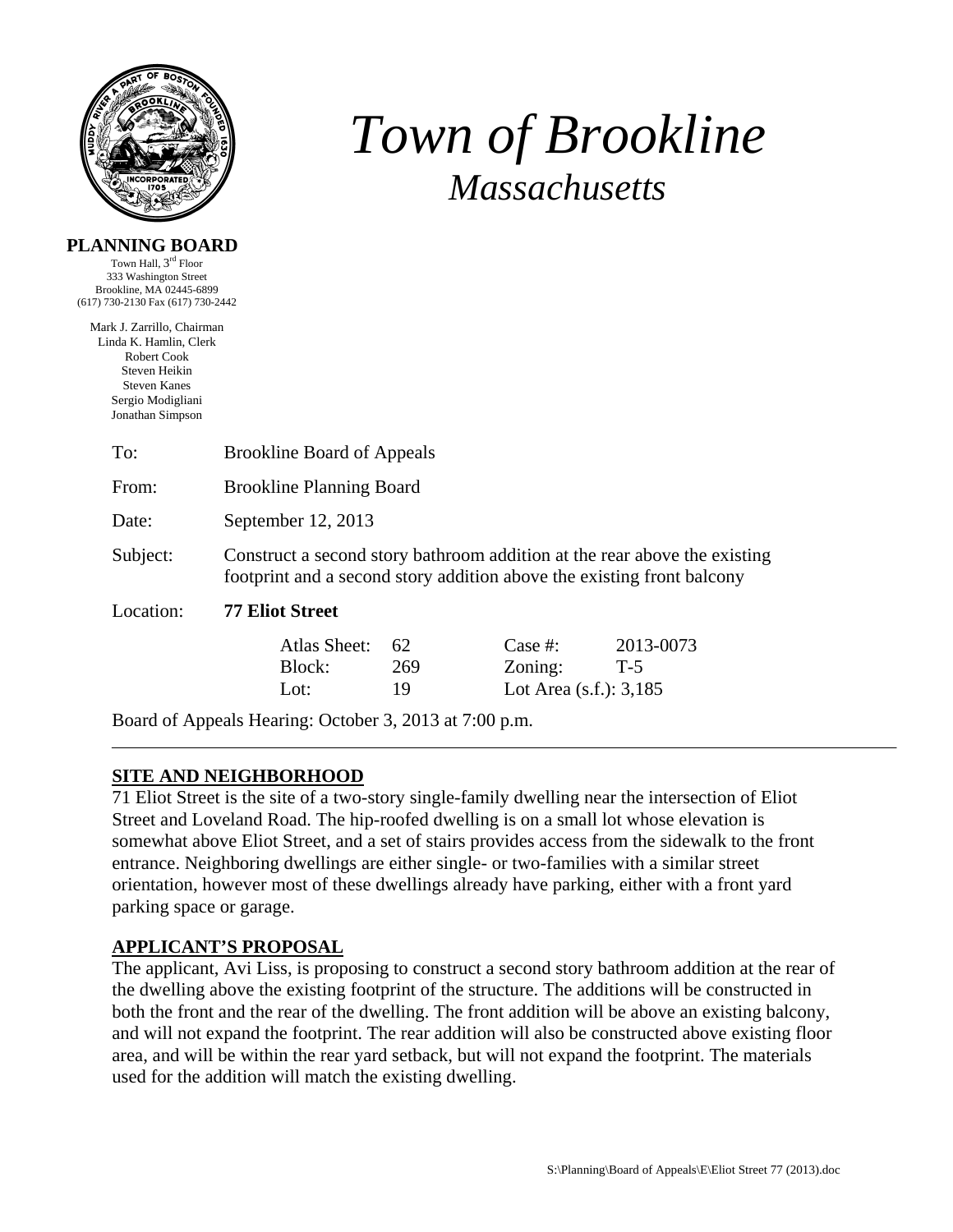# *Town of Brookline*

## *Massachusetts*

**PLANNING BOARD**

Town Hall, 3rd Floor
333 Washington Street
Brookline, MA 02445-6899
(617) 730-2130 Fax (617) 730-2442

Mark J. Zarrillo, Chairman
Linda K. Hamlin, Clerk
Robert Cook
Steven Heikin
Steven Kanes
Sergio Modigliani
Jonathan Simpson

| | |
|---|---|
| To: | Brookline Board of Appeals |
| From: | Brookline Planning Board |
| Date: | September 12, 2013 |
| Subject: | Construct a second story bathroom addition at the rear above the existing footprint and a second story addition above the existing front balcony |
| Location: | **77 Eliot Street** |

| | | | |
|---|---|---|---|
| Atlas Sheet: | 62 | Case #: | 2013-0073 |
| Block: | 269 | Zoning: | T-5 |
| Lot: | 19 | Lot Area (s.f.): | 3,185 |

Board of Appeals Hearing: October 3, 2013 at 7:00 p.m.

---

**SITE AND NEIGHBORHOOD**

71 Eliot Street is the site of a two-story single-family dwelling near the intersection of Eliot Street and Loveland Road. The hip-roofed dwelling is on a small lot whose elevation is somewhat above Eliot Street, and a set of stairs provides access from the sidewalk to the front entrance. Neighboring dwellings are either single- or two-families with a similar street orientation, however most of these dwellings already have parking, either with a front yard parking space or garage.

**APPLICANT'S PROPOSAL**

The applicant, Avi Liss, is proposing to construct a second story bathroom addition at the rear of the dwelling above the existing footprint of the structure. The additions will be constructed in both the front and the rear of the dwelling. The front addition will be above an existing balcony, and will not expand the footprint. The rear addition will also be constructed above existing floor area, and will be within the rear yard setback, but will not expand the footprint. The materials used for the addition will match the existing dwelling.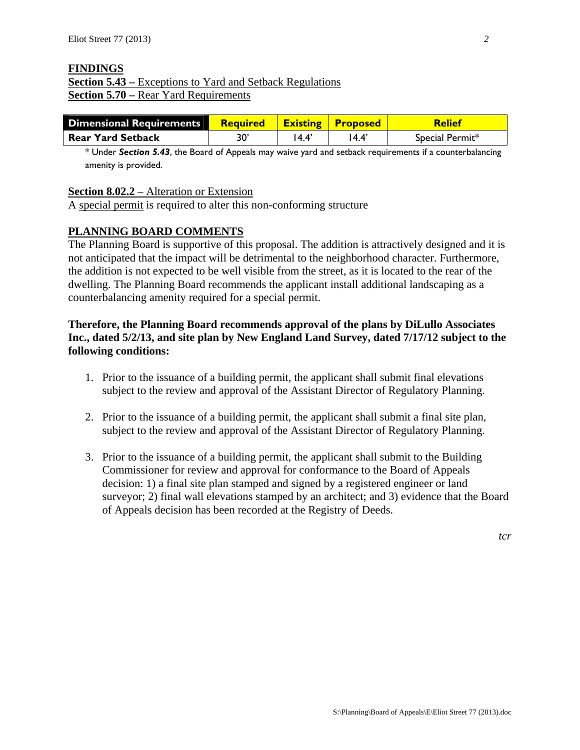## FINDINGS

**Section 5.43 –** Exceptions to Yard and Setback Regulations

**Section 5.70 –** Rear Yard Requirements

| Dimensional Requirements | Required | Existing | Proposed | Relief |
|---|---|---|---|---|
| **Rear Yard Setback** | 30' | 14.4' | 14.4' | Special Permit* |

\* Under ***Section 5.43***, the Board of Appeals may waive yard and setback requirements if a counterbalancing amenity is provided.

**Section 8.02.2** – Alteration or Extension

A special permit is required to alter this non-conforming structure

## PLANNING BOARD COMMENTS

The Planning Board is supportive of this proposal. The addition is attractively designed and it is not anticipated that the impact will be detrimental to the neighborhood character. Furthermore, the addition is not expected to be well visible from the street, as it is located to the rear of the dwelling. The Planning Board recommends the applicant install additional landscaping as a counterbalancing amenity required for a special permit.

**Therefore, the Planning Board recommends approval of the plans by DiLullo Associates Inc., dated 5/2/13, and site plan by New England Land Survey, dated 7/17/12 subject to the following conditions:**

1. Prior to the issuance of a building permit, the applicant shall submit final elevations subject to the review and approval of the Assistant Director of Regulatory Planning.

2. Prior to the issuance of a building permit, the applicant shall submit a final site plan, subject to the review and approval of the Assistant Director of Regulatory Planning.

3. Prior to the issuance of a building permit, the applicant shall submit to the Building Commissioner for review and approval for conformance to the Board of Appeals decision: 1) a final site plan stamped and signed by a registered engineer or land surveyor; 2) final wall elevations stamped by an architect; and 3) evidence that the Board of Appeals decision has been recorded at the Registry of Deeds.

*tcr*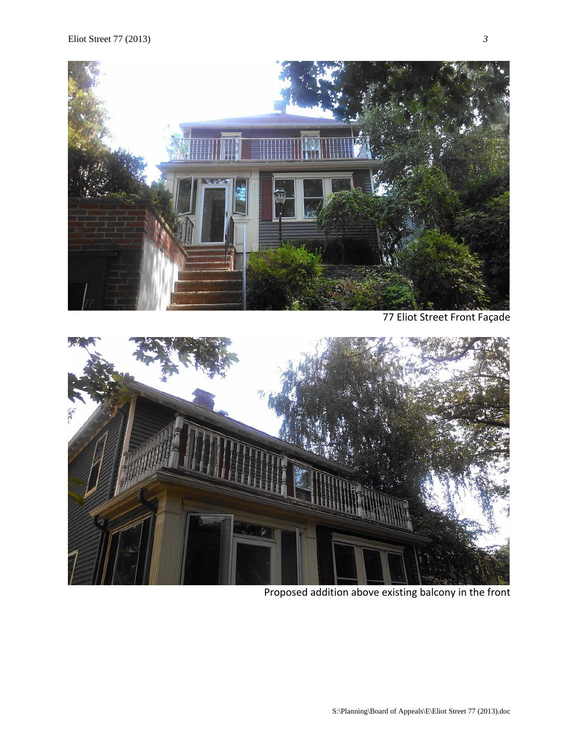77 Eliot Street Front Façade

Proposed addition above existing balcony in the front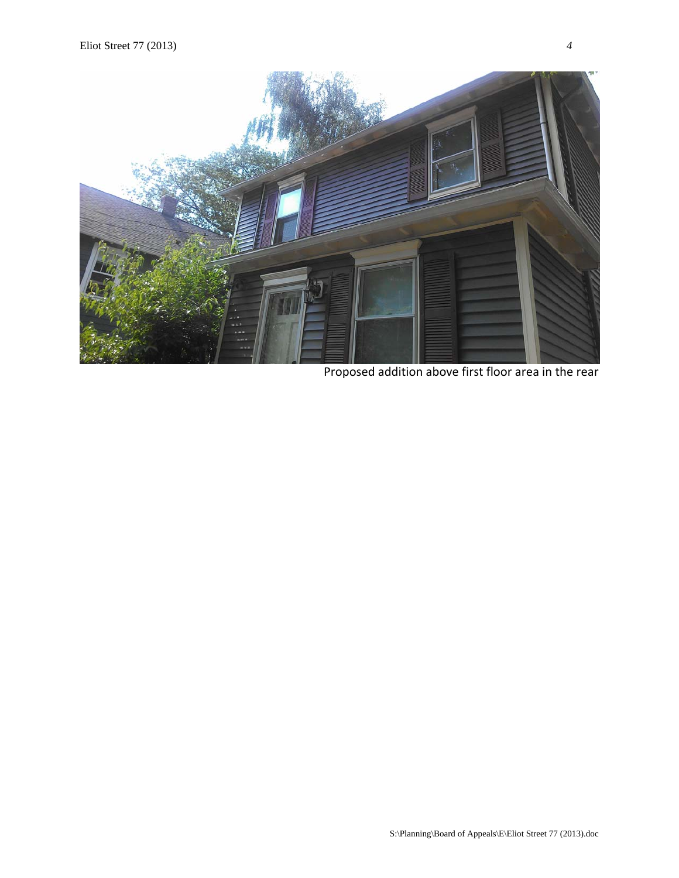Proposed addition above first floor area in the rear